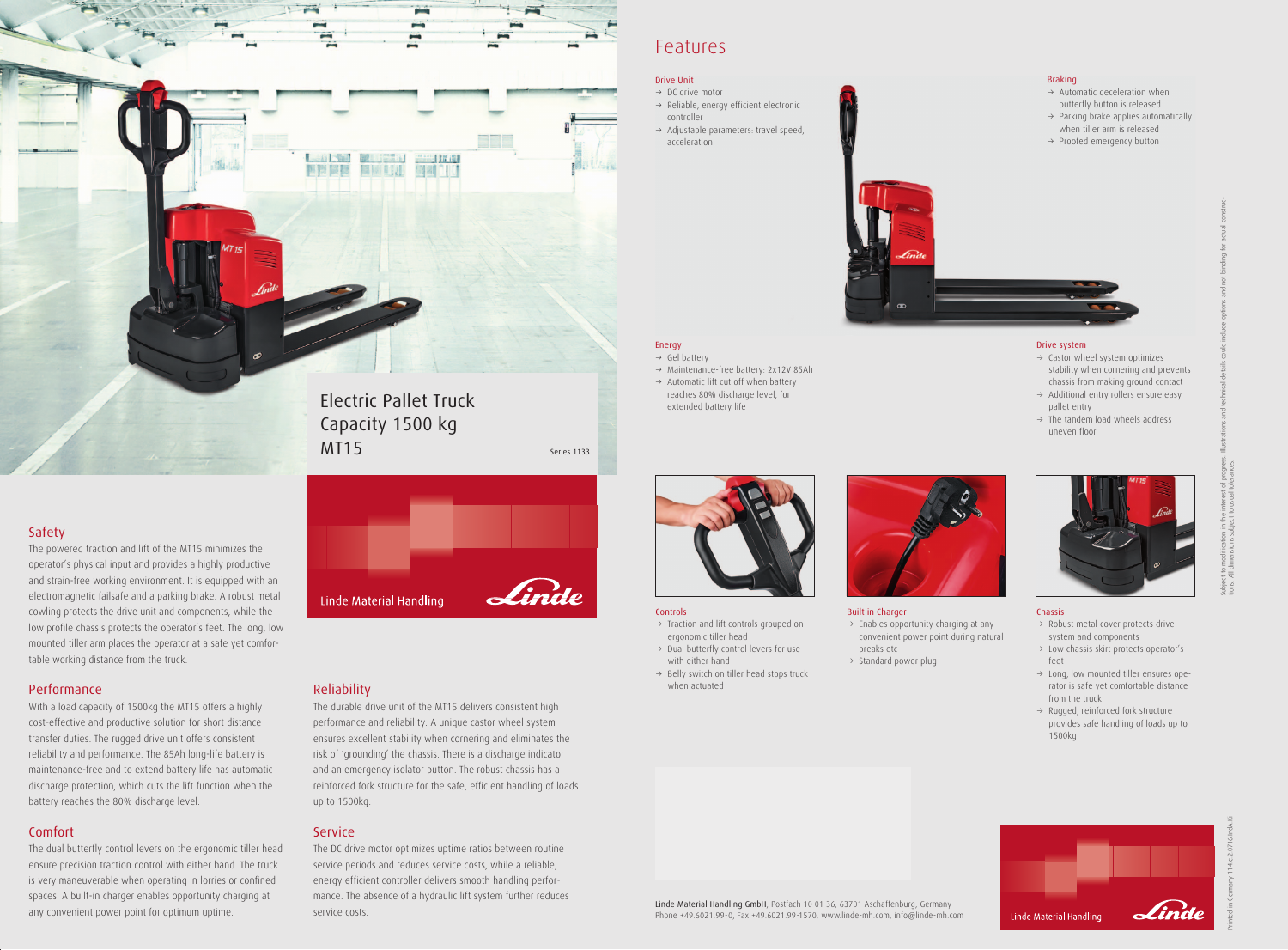# Electric Pallet Truck
# Capacity 1500 kg
# MT15

Series 1133

Linde Material Handling

## Safety

The powered traction and lift of the MT15 minimizes the operator's physical input and provides a highly productive and strain-free working environment. It is equipped with an electromagnetic failsafe and a parking brake. A robust metal cowling protects the drive unit and components, while the low profile chassis protects the operator's feet. The long, low mounted tiller arm places the operator at a safe yet comfortable working distance from the truck.

## Performance

With a load capacity of 1500kg the MT15 offers a highly cost-effective and productive solution for short distance transfer duties. The rugged drive unit offers consistent reliability and performance. The 85Ah long-life battery is maintenance-free and to extend battery life has automatic discharge protection, which cuts the lift function when the battery reaches the 80% discharge level.

## Comfort

The dual butterfly control levers on the ergonomic tiller head ensure precision traction control with either hand. The truck is very maneuverable when operating in lorries or confined spaces. A built-in charger enables opportunity charging at any convenient power point for optimum uptime.

## Reliability

The durable drive unit of the MT15 delivers consistent high performance and reliability. A unique castor wheel system ensures excellent stability when cornering and eliminates the risk of 'grounding' the chassis. There is a discharge indicator and an emergency isolator button. The robust chassis has a reinforced fork structure for the safe, efficient handling of loads up to 1500kg.

## Service

The DC drive motor optimizes uptime ratios between routine service periods and reduces service costs, while a reliable, energy efficient controller delivers smooth handling performance. The absence of a hydraulic lift system further reduces service costs.

# Features

### Drive Unit
- → DC drive motor
- → Reliable, energy efficient electronic controller
- → Adjustable parameters: travel speed, acceleration

### Braking
- → Automatic deceleration when butterfly button is released
- → Parking brake applies automatically when tiller arm is released
- → Proofed emergency button

### Energy
- → Gel battery
- → Maintenance-free battery: 2x12V 85Ah
- → Automatic lift cut off when battery reaches 80% discharge level, for extended battery life

### Drive system
- → Castor wheel system optimizes stability when cornering and prevents chassis from making ground contact
- → Additional entry rollers ensure easy pallet entry
- → The tandem load wheels address uneven floor

### Controls
- → Traction and lift controls grouped on ergonomic tiller head
- → Dual butterfly control levers for use with either hand
- → Belly switch on tiller head stops truck when actuated

### Built in Charger
- → Enables opportunity charging at any convenient power point during natural breaks etc
- → Standard power plug

### Chassis
- → Robust metal cover protects drive system and components
- → Low chassis skirt protects operator's feet
- → Long, low mounted tiller ensures operator is safe yet comfortable distance from the truck
- → Rugged, reinforced fork structure provides safe handling of loads up to 1500kg

**Linde Material Handling GmbH**, Postfach 10 01 36, 63701 Aschaffenburg, Germany
Phone +49.6021.99-0, Fax +49.6021.99-1570, www.linde-mh.com, info@linde-mh.com

Linde Material Handling

Subject to modification in the interest of progress. Illustrations and technical details could include options and not binding for actual constructions. All dimensions subject to usual tolerances.

Printed in Germany 114.e.2.0716.IndA.Ki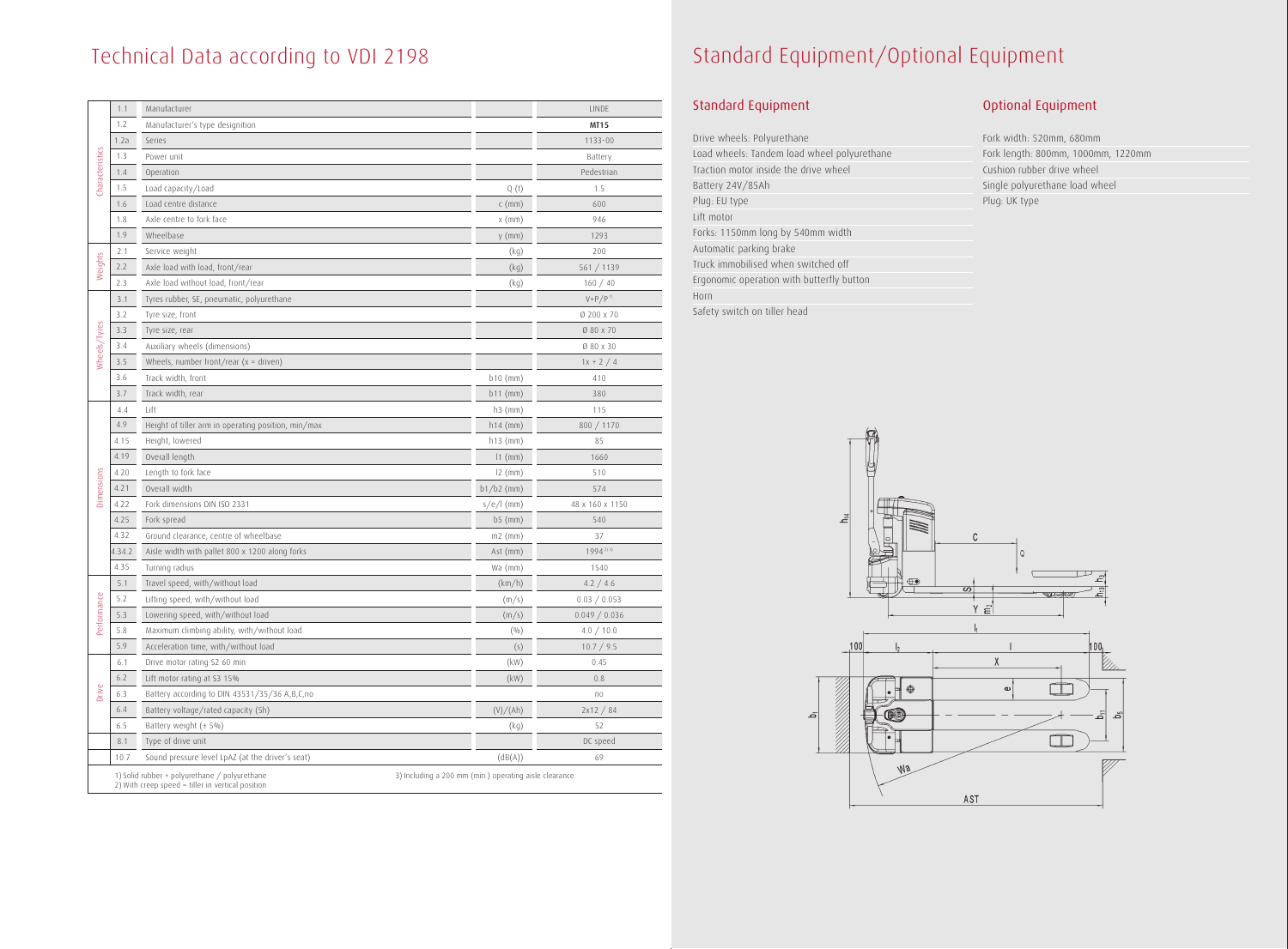# Technical Data according to VDI 2198

| | | | | |
|---|---|---|---|---|
| Characteristics | 1.1 | Manufacturer | | LINDE |
| | 1.2 | Manufacturer's type designition | | **MT15** |
| | 1.2a | Series | | 1133-00 |
| | 1.3 | Power unit | | Battery |
| | 1.4 | Operation | | Pedestrian |
| | 1.5 | Load capacity/Load | Q (t) | 1.5 |
| | 1.6 | Load centre distance | c (mm) | 600 |
| | 1.8 | Axle centre to fork face | x (mm) | 946 |
| | 1.9 | Wheelbase | y (mm) | 1293 |
| Weights | 2.1 | Service weight | (kg) | 200 |
| | 2.2 | Axle load with load, front/rear | (kg) | 561 / 1139 |
| | 2.3 | Axle load without load, front/rear | (kg) | 160 / 40 |
| Wheels/Tyres | 3.1 | Tyres rubber, SE, pneumatic, polyurethane | | V+P/P[1] |
| | 3.2 | Tyre size, front | | Ø 200 x 70 |
| | 3.3 | Tyre size, rear | | Ø 80 x 70 |
| | 3.4 | Auxiliary wheels (dimensions) | | Ø 80 x 30 |
| | 3.5 | Wheels, number front/rear (x = driven) | | 1x + 2 / 4 |
| | 3.6 | Track width, front | b10 (mm) | 410 |
| | 3.7 | Track width, rear | b11 (mm) | 380 |
| Dimensions | 4.4 | Lift | h3 (mm) | 115 |
| | 4.9 | Height of tiller arm in operating position, min/max | h14 (mm) | 800 / 1170 |
| | 4.15 | Height, lowered | h13 (mm) | 85 |
| | 4.19 | Overall length | l1 (mm) | 1660 |
| | 4.20 | Length to fork face | l2 (mm) | 510 |
| | 4.21 | Overall width | b1/b2 (mm) | 574 |
| | 4.22 | Fork dimensions DIN ISO 2331 | s/e/l (mm) | 48 x 160 x 1150 |
| | 4.25 | Fork spread | b5 (mm) | 540 |
| | 4.32 | Ground clearance, centre of wheelbase | m2 (mm) | 37 |
| | 4.34.2 | Aisle width with pallet 800 x 1200 along forks | Ast (mm) | 1994[2) 3)] |
| | 4.35 | Turning radius | Wa (mm) | 1540 |
| Performance | 5.1 | Travel speed, with/without load | (km/h) | 4.2 / 4.6 |
| | 5.2 | Lifting speed, with/without load | (m/s) | 0.03 / 0.053 |
| | 5.3 | Lowering speed, with/without load | (m/s) | 0.049 / 0.036 |
| | 5.8 | Maximum climbing ability, with/without load | (%) | 4.0 / 10.0 |
| | 5.9 | Acceleration time, with/without load | (s) | 10.7 / 9.5 |
| Drive | 6.1 | Drive motor rating S2 60 min | (kW) | 0.45 |
| | 6.2 | Lift motor rating at S3 15% | (kW) | 0.8 |
| | 6.3 | Battery according to DIN 43531/35/36 A,B,C,no | | no |
| | 6.4 | Battery voltage/rated capacity (5h) | (V)/(Ah) | 2x12 / 84 |
| | 6.5 | Battery weight (± 5%) | (kg) | 52 |
| | 8.1 | Type of drive unit | | DC speed |
| | 10.7 | Sound pressure level LpAZ (at the driver's seat) | (dB(A)) | 69 |

1) Solid rubber + polyurethane / polyurethane
2) With creep speed = tiller in vertical position
3) Including a 200 mm (min.) operating aisle clearance.

# Standard Equipment/Optional Equipment

## Standard Equipment

- Drive wheels: Polyurethane
- Load wheels: Tandem load wheel polyurethane
- Traction motor inside the drive wheel
- Battery 24V/85Ah
- Plug: EU type
- Lift motor
- Forks: 1150mm long by 540mm width
- Automatic parking brake
- Truck immobilised when switched off
- Ergonomic operation with butterfly button
- Horn
- Safety switch on tiller head

## Optional Equipment

- Fork width: 520mm, 680mm
- Fork length: 800mm, 1000mm, 1220mm
- Cushion rubber drive wheel
- Single polyurethane load wheel
- Plug: UK type

h14
c
Q
s
h3
h13
y
m2
l1
100
l2
l
100
x
e
b1
b11
b5
Wa
AST